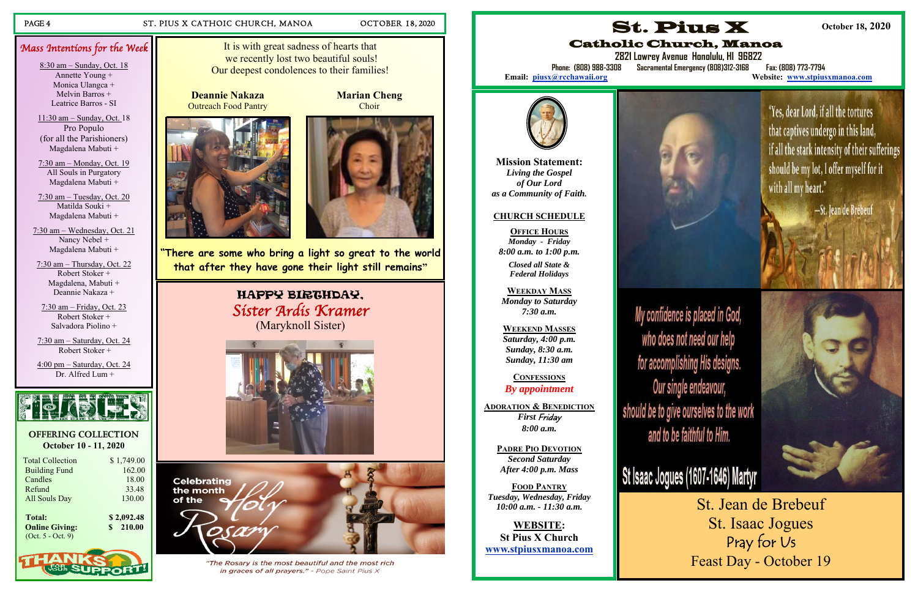## Mass Intentions for the Week

8:30 am – Sunday, Oct. 18
Annette Young +
Monica Ulangca +
Melvin Barros +
Leatrice Barros - SI

11:30 am – Sunday, Oct. 18
Pro Populo
(for all the Parishioners)
Magdalena Mabuti +

7:30 am – Monday, Oct. 19
All Souls in Purgatory
Magdalena Mabuti +

7:30 am – Tuesday, Oct. 20
Matilda Souki +
Magdalena Mabuti +

7:30 am – Wednesday, Oct. 21
Nancy Nebel +
Magdalena Mabuti +

7:30 am – Thursday, Oct. 22
Robert Stoker +
Magdalena, Mabuti +
Deannie Nakaza +

7:30 am – Friday, Oct. 23
Robert Stoker +
Salvadora Piolino +

7:30 am – Saturday, Oct. 24
Robert Stoker +

4:00 pm – Saturday, Oct. 24
Dr. Alfred Lum +

## FINANCES

**OFFERING COLLECTION**
**October 10 - 11, 2020**

| | |
|---|---|
| Total Collection | $ 1,749.00 |
| Building Fund | 162.00 |
| Candles | 18.00 |
| Refund | 33.48 |
| All Souls Day | 130.00 |
| **Total:** | **$ 2,092.48** |
| **Online Giving:** | **$ 210.00** |
| (Oct. 5 - Oct. 9) | |

THANKS FOR YOUR SUPPORT!

It is with great sadness of hearts that we recently lost two beautiful souls! Our deepest condolences to their families!

**Deannie Nakaza**
Outreach Food Pantry

**Marian Cheng**
Choir

**"There are some who bring a light so great to the world that after they have gone their light still remains"**

## HAPPY BIRTHDAY, *Sister Ardis Kramer*

(Maryknoll Sister)

Celebrating the month of the Holy Rosary

*"The Rosary is the most beautiful and the most rich in graces of all prayers." - Pope Saint Pius X*

# St. Pius X
## Catholic Church, Manoa

**October 18, 2020**

2821 Lowrey Avenue Honolulu, HI 96822
Phone: (808) 988-3308 Sacramental Emergency (808)312-3168 Fax: (808) 773-7794
**Email:** piusx@rcchawaii.org **Website:** www.stpiusxmanoa.com

**Mission Statement:**
***Living the Gospel of Our Lord as a Community of Faith.***

**CHURCH SCHEDULE**

**OFFICE HOURS**
*Monday - Friday*
*8:00 a.m. to 1:00 p.m.*
*Closed all State & Federal Holidays*

**WEEKDAY MASS**
*Monday to Saturday*
*7:30 a.m.*

**WEEKEND MASSES**
*Saturday, 4:00 p.m.*
*Sunday, 8:30 a.m.*
*Sunday, 11:30 am*

**CONFESSIONS**
*By appointment*

**ADORATION & BENEDICTION**
*First Friday*
*8:00 a.m.*

**PADRE PIO DEVOTION**
*Second Saturday*
*After 4:00 p.m. Mass*

**FOOD PANTRY**
*Tuesday, Wednesday, Friday*
*10:00 a.m. - 11:30 a.m.*

**WEBSITE:**
**St Pius X Church**
**www.stpiusxmanoa.com**

"Yes, dear Lord, if all the tortures that captives undergo in this land, if all the stark intensity of their sufferings should be my lot, I offer myself for it with all my heart."
—St. Jean de Brebeuf

My confidence is placed in God, who does not need our help for accomplishing His designs. Our single endeavour, should be to give ourselves to the work and to be faithful to Him.

St Isaac Jogues (1607-1646) Martyr

St. Jean de Brebeuf
St. Isaac Jogues
Pray for Us
Feast Day - October 19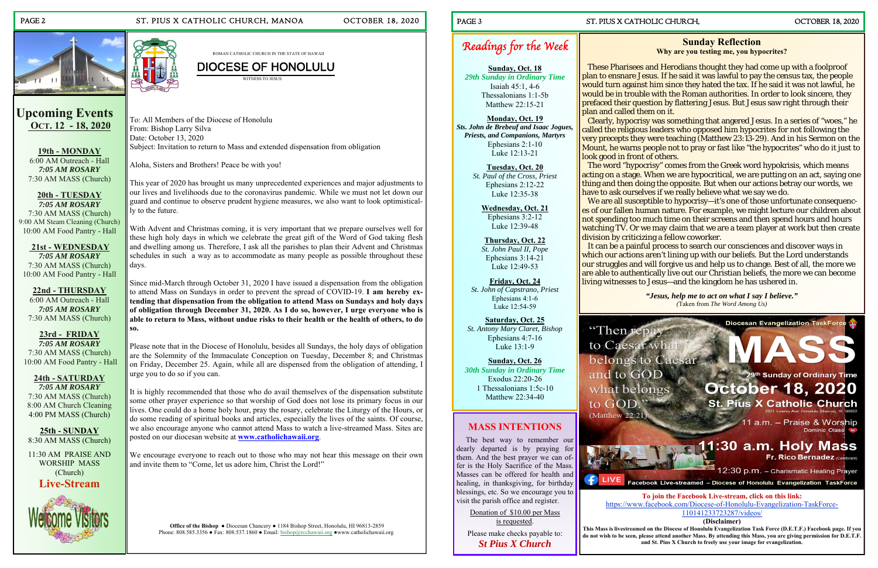## Upcoming Events
**Oct. 12 - 18, 2020**

**19th - MONDAY**
6:00 AM Outreach - Hall
*7:05 AM ROSARY*
7:30 AM MASS (Church)

**20th - TUESDAY**
*7:05 AM ROSARY*
7:30 AM MASS (Church)
9:00 AM Steam Cleaning (Church)
10:00 AM Food Pantry - Hall

**21st - WEDNESDAY**
*7:05 AM ROSARY*
7:30 AM MASS (Church)
10:00 AM Food Pantry - Hall

**22nd - THURSDAY**
6:00 AM Outreach - Hall
*7:05 AM ROSARY*
7:30 AM MASS (Church)

**23rd - FRIDAY**
*7:05 AM ROSARY*
7:30 AM MASS (Church)
10:00 AM Food Pantry - Hall

**24th - SATURDAY**
*7:05 AM ROSARY*
7:30 AM MASS (Church)
8:00 AM Church Cleaning
4:00 PM MASS (Church)

**25th - SUNDAY**
8:30 AM MASS (Church)

11:30 AM PRAISE AND WORSHIP MASS (Church)
**Live-Stream**

Welcome Visitors

ROMAN CATHOLIC CHURCH IN THE STATE OF HAWAII

# DIOCESE OF HONOLULU

WITNESS TO JESUS

To: All Members of the Diocese of Honolulu
From: Bishop Larry Silva
Date: October 13, 2020
Subject: Invitation to return to Mass and extended dispensation from obligation

Aloha, Sisters and Brothers! Peace be with you!

This year of 2020 has brought us many unprecedented experiences and major adjustments to our lives and livelihoods due to the coronavirus pandemic. While we must not let down our guard and continue to observe prudent hygiene measures, we also want to look optimistically to the future.

With Advent and Christmas coming, it is very important that we prepare ourselves well for these high holy days in which we celebrate the great gift of the Word of God taking flesh and dwelling among us. Therefore, I ask all the parishes to plan their Advent and Christmas schedules in such a way as to accommodate as many people as possible throughout these days.

Since mid-March through October 31, 2020 I have issued a dispensation from the obligation to attend Mass on Sundays in order to prevent the spread of COVID-19. **I am hereby extending that dispensation from the obligation to attend Mass on Sundays and holy days of obligation through December 31, 2020. As I do so, however, I urge everyone who is able to return to Mass, without undue risks to their health or the health of others, to do so.**

Please note that in the Diocese of Honolulu, besides all Sundays, the holy days of obligation are the Solemnity of the Immaculate Conception on Tuesday, December 8; and Christmas on Friday, December 25. Again, while all are dispensed from the obligation of attending, I urge you to do so if you can.

It is highly recommended that those who do avail themselves of the dispensation substitute some other prayer experience so that worship of God does not lose its primary focus in our lives. One could do a home holy hour, pray the rosary, celebrate the Liturgy of the Hours, or do some reading of spiritual books and articles, especially the lives of the saints. Of course, we also encourage anyone who cannot attend Mass to watch a live-streamed Mass. Sites are posted on our diocesan website at **www.catholichawaii.org**.

We encourage everyone to reach out to those who may not hear this message on their own and invite them to "Come, let us adore him, Christ the Lord!"

**Office of the Bishop** ● Diocesan Chancery ● 1184 Bishop Street, Honolulu, HI 96813-2859
Phone: 808.585.3356 ● Fax: 808.537.1860 ● Email: bishop@rcchawaii.org ●www.catholichawaii.org

## Readings for the Week

**Sunday, Oct. 18**
*29th Sunday in Ordinary Time*
Isaiah 45:1, 4-6
Thessalonians 1:1-5b
Matthew 22:15-21

**Monday, Oct. 19**
*Sts. John de Brebeuf and Isaac Jogues, Priests, and Companions, Martyrs*
Ephesians 2:1-10
Luke 12:13-21

**Tuesday, Oct. 20**
*St. Paul of the Cross, Priest*
Ephesians 2:12-22
Luke 12:35-38

**Wednesday, Oct. 21**
Ephesians 3:2-12
Luke 12:39-48

**Thursday, Oct. 22**
*St. John Paul II, Pope*
Ephesians 3:14-21
Luke 12:49-53

**Friday, Oct. 24**
*St. John of Capstrano, Priest*
Ephesians 4:1-6
Luke 12:54-59

**Saturday, Oct. 25**
*St. Antony Mary Claret, Bishop*
Ephesians 4:7-16
Luke 13:1-9

**Sunday, Oct. 26**
*30th Sunday in Ordinary Time*
Exodus 22:20-26
1 Thessalonians 1:5c-10
Matthew 22:34-40

## MASS INTENTIONS

The best way to remember our dearly departed is by praying for them. And the best prayer we can offer is the Holy Sacrifice of the Mass. Masses can be offered for health and healing, in thanksgiving, for birthday blessings, etc. So we encourage you to visit the parish office and register.

Donation of $10.00 per Mass is requested.

Please make checks payable to:
***St Pius X Church***

## Sunday Reflection
**Why are you testing me, you hypocrites?**

These Pharisees and Herodians thought they had come up with a foolproof plan to ensnare Jesus. If he said it was lawful to pay the census tax, the people would turn against him since they hated the tax. If he said it was not lawful, he would be in trouble with the Roman authorities. In order to look sincere, they prefaced their question by flattering Jesus. But Jesus saw right through their plan and called them on it.

Clearly, hypocrisy was something that angered Jesus. In a series of "woes," he called the religious leaders who opposed him hypocrites for not following the very precepts they were teaching (Matthew 23:13-29). And in his Sermon on the Mount, he warns people not to pray or fast like "the hypocrites" who do it just to look good in front of others.

The word "hypocrisy" comes from the Greek word hypokrisis, which means acting on a stage. When we are hypocritical, we are putting on an act, saying one thing and then doing the opposite. But when our actions betray our words, we have to ask ourselves if we really believe what we say we do.

We are all susceptible to hypocrisy—it's one of those unfortunate consequences of our fallen human nature. For example, we might lecture our children about not spending too much time on their screens and then spend hours and hours watching TV. Or we may claim that we are a team player at work but then create division by criticizing a fellow coworker.

It can be a painful process to search our consciences and discover ways in which our actions aren't lining up with our beliefs. But the Lord understands our struggles and will forgive us and help us to change. Best of all, the more we are able to authentically live out our Christian beliefs, the more we can become living witnesses to Jesus—and the kingdom he has ushered in.

***"Jesus, help me to act on what I say I believe."***
*(Taken from The Word Among Us)*

"Then repay to Caesar what belongs to Caesar and to GOD what belongs to GOD." (Matthew 22:21)

Diocesan Evangelization TaskForce

**MASS**
29th Sunday of Ordinary Time
**October 18, 2020**
**St. Pius X Catholic Church**
2821 Lowrey Ave. Honolulu (Manoa), HI 96822

11 a.m. – Praise & Worship
Dominic Olaso

**11:30 a.m. Holy Mass**
Fr. Rico Bernadez (Celebrant)

12:30 p.m. – Charismatic Healing Prayer

LIVE Facebook Live-streamed – Diocese of Honolulu Evangelization TaskForce

**To join the Facebook Live-stream, click on this link:**
https://www.facebook.com/Diocese-of-Honolulu-Evangelization-TaskForce-110141233723287/videos/

**(Disclaimer)**
**This Mass is livestreamed on the Diocese of Honolulu Evangelization Task Force (D.E.T.F.) Facebook page. If you do not wish to be seen, please attend another Mass. By attending this Mass, you are giving permission for D.E.T.F. and St. Pius X Church to freely use your image for evangelization.**